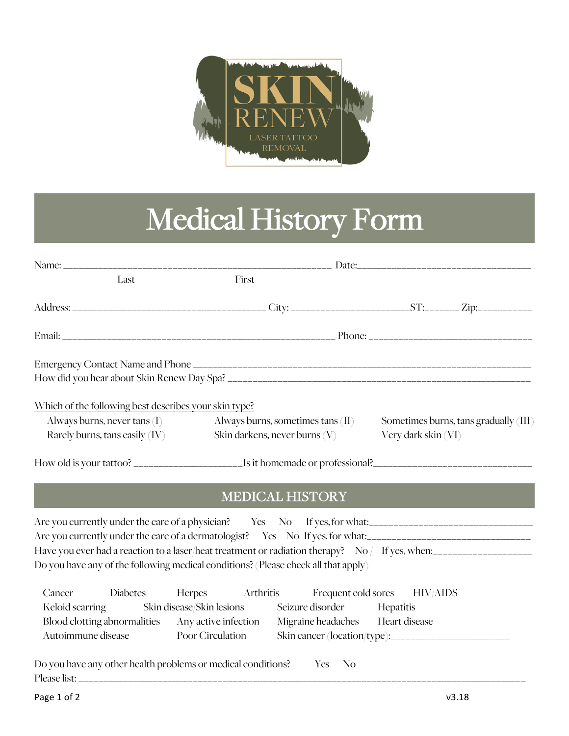SKIN RENEW

LASER TATTOO REMOVAL

# Medical History Form

Name: ____________________________________________ Date: ______________________________

Last          First

Address: ______________________________ City: ____________________ ST: ______ Zip: __________

Email: ____________________________________________ Phone: ______________________________

Emergency Contact Name and Phone ______________________________________________________________

How did you hear about Skin Renew Day Spa? _______________________________________________________

Which of the following best describes your skin type?

| | | |
|---|---|---|
| Always burns, never tans (I) | Always burns, sometimes tans (II) | Sometimes burns, tans gradually (III) |
| Rarely burns, tans easily (IV) | Skin darkens, never burns (V) | Very dark skin (VI) |

How old is your tattoo? ____________________ Is it homemade or professional? ____________________________

## MEDICAL HISTORY

Are you currently under the care of a physician? Yes No If yes, for what: ______________________________

Are you currently under the care of a dermatologist? Yes No If yes, for what: ____________________________

Have you ever had a reaction to a laser/heat treatment or radiation therapy? No / If yes, when: __________________

Do you have any of the following medical conditions? (Please check all that apply)

- Cancer
- Diabetes
- Herpes
- Arthritis
- Frequent cold sores
- HIV/AIDS
- Keloid scarring
- Skin disease/Skin lesions
- Seizure disorder
- Hepatitis
- Blood clotting abnormalities
- Any active infection
- Migraine headaches
- Heart disease
- Autoimmune disease
- Poor Circulation
- Skin cancer (location/type): ______________________

Do you have any other health problems or medical conditions? Yes No

Please list: _________________________________________________________________________________

v3.18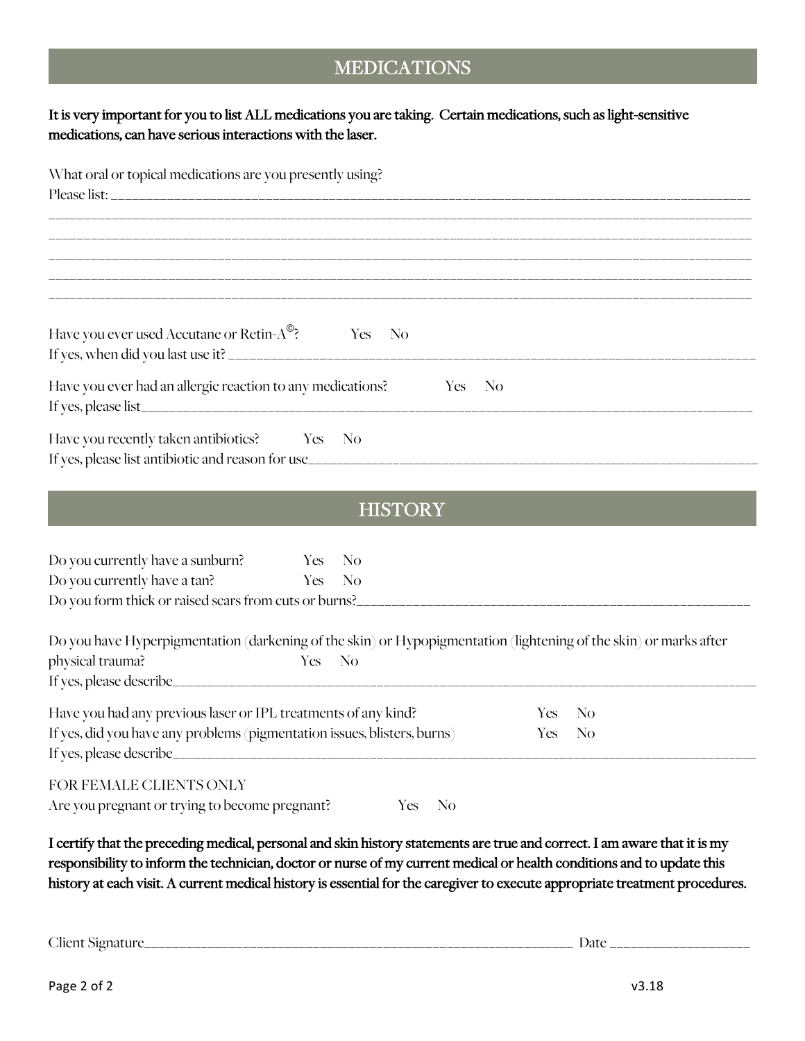## MEDICATIONS

**It is very important for you to list ALL medications you are taking. Certain medications, such as light-sensitive medications, can have serious interactions with the laser.**

What oral or topical medications are you presently using?
Please list: ______________________________________________________________________________
______________________________________________________________________________________
______________________________________________________________________________________
______________________________________________________________________________________
______________________________________________________________________________________
______________________________________________________________________________________

Have you ever used Accutane or Retin-A©? Yes No
If yes, when did you last use it? ______________________________________________________________

Have you ever had an allergic reaction to any medications? Yes No
If yes, please list______________________________________________________________________

Have you recently taken antibiotics? Yes No
If yes, please list antibiotic and reason for use____________________________________________________

## HISTORY

Do you currently have a sunburn? Yes No
Do you currently have a tan? Yes No
Do you form thick or raised scars from cuts or burns?____________________________________________

Do you have Hyperpigmentation (darkening of the skin) or Hypopigmentation (lightening of the skin) or marks after physical trauma? Yes No
If yes, please describe____________________________________________________________________

Have you had any previous laser or IPL treatments of any kind? Yes No
If yes, did you have any problems (pigmentation issues, blisters, burns) Yes No
If yes, please describe____________________________________________________________________

FOR FEMALE CLIENTS ONLY
Are you pregnant or trying to become pregnant? Yes No

**I certify that the preceding medical, personal and skin history statements are true and correct. I am aware that it is my responsibility to inform the technician, doctor or nurse of my current medical or health conditions and to update this history at each visit. A current medical history is essential for the caregiver to execute appropriate treatment procedures.**

Client Signature_____________________________________________ Date ______________

v3.18